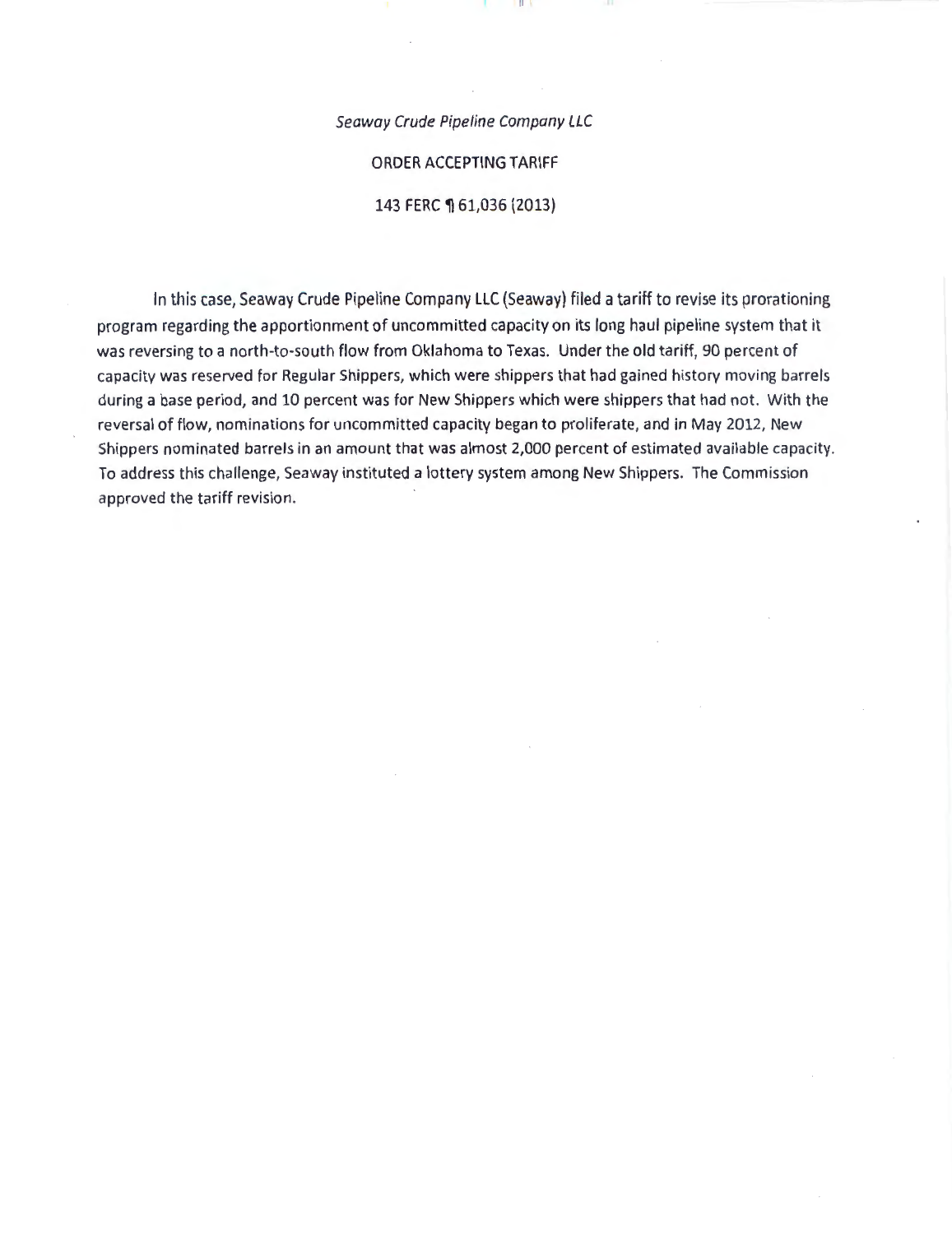*Seaway Crude Pipeline Company LLC*

ORDER ACCEPTING TARIFF

143 FERC ¶ 61,036 (2013)

In this case, Seaway Crude Pipeline Company LLC (Seaway) filed a tariff to revise its prorationing program regarding the apportionment of uncommitted capacity on its long haul pipeline system that it was reversing to a north-to-south flow from Oklahoma to Texas. Under the old tariff, 90 percent of capacity was reserved for Regular Shippers, which were shippers that had gained history moving barrels during a base period, and 10 percent was for New Shippers which were shippers that had not. With the reversal of flow, nominations for uncommitted capacity began to proliferate, and in May 2012, New Shippers nominated barrels in an amount that was almost 2,000 percent of estimated available capacity. To address this challenge, Seaway instituted a lottery system among New Shippers. The Commission approved the tariff revision.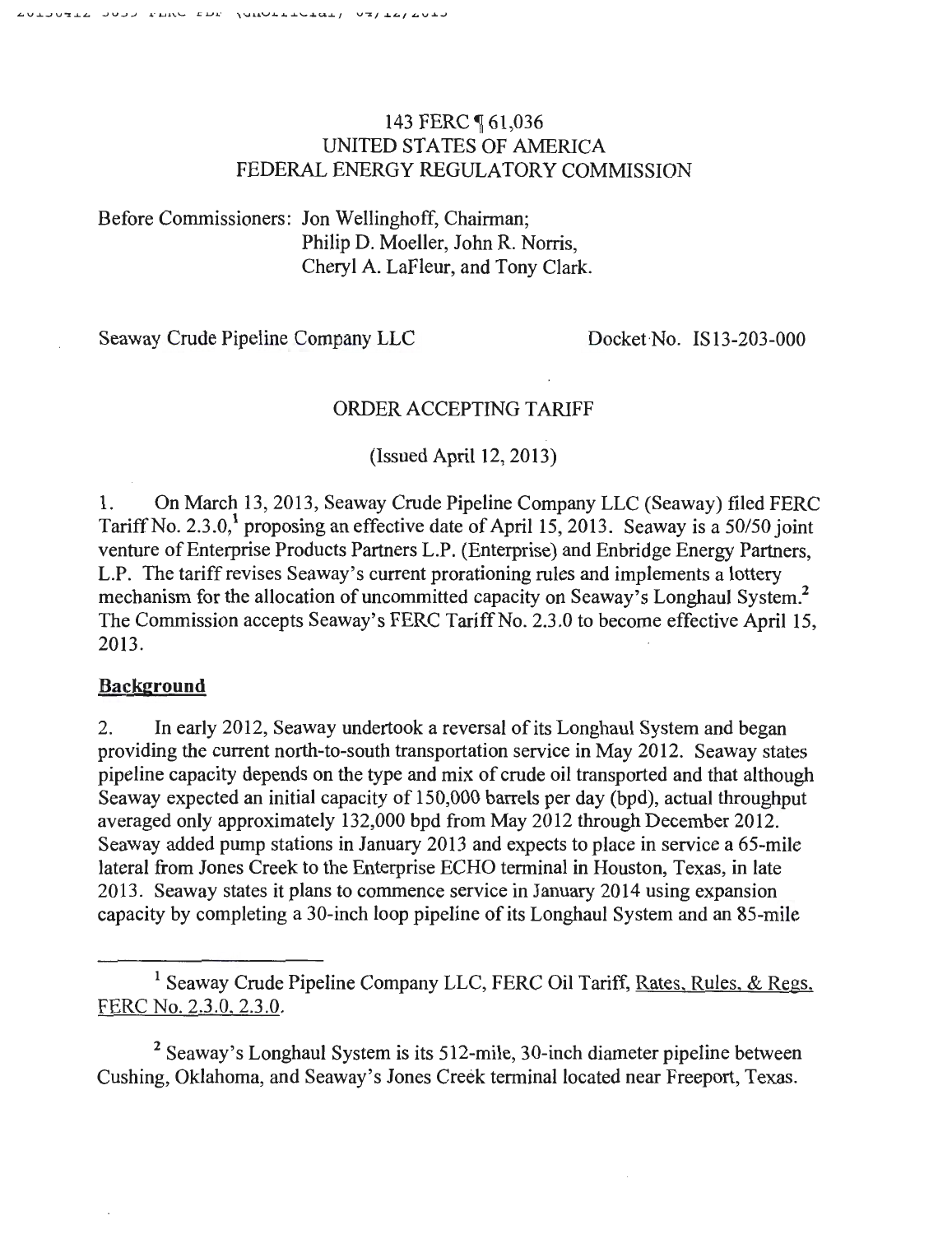143 FERC ¶ 61,036
UNITED STATES OF AMERICA
FEDERAL ENERGY REGULATORY COMMISSION

Before Commissioners: Jon Wellinghoff, Chairman;
Philip D. Moeller, John R. Norris,
Cheryl A. LaFleur, and Tony Clark.

Seaway Crude Pipeline Company LLC    Docket No. IS13-203-000

ORDER ACCEPTING TARIFF

(Issued April 12, 2013)

1. On March 13, 2013, Seaway Crude Pipeline Company LLC (Seaway) filed FERC Tariff No. 2.3.0,[1] proposing an effective date of April 15, 2013. Seaway is a 50/50 joint venture of Enterprise Products Partners L.P. (Enterprise) and Enbridge Energy Partners, L.P. The tariff revises Seaway's current prorationing rules and implements a lottery mechanism for the allocation of uncommitted capacity on Seaway's Longhaul System.[2] The Commission accepts Seaway's FERC Tariff No. 2.3.0 to become effective April 15, 2013.

## Background

2. In early 2012, Seaway undertook a reversal of its Longhaul System and began providing the current north-to-south transportation service in May 2012. Seaway states pipeline capacity depends on the type and mix of crude oil transported and that although Seaway expected an initial capacity of 150,000 barrels per day (bpd), actual throughput averaged only approximately 132,000 bpd from May 2012 through December 2012. Seaway added pump stations in January 2013 and expects to place in service a 65-mile lateral from Jones Creek to the Enterprise ECHO terminal in Houston, Texas, in late 2013. Seaway states it plans to commence service in January 2014 using expansion capacity by completing a 30-inch loop pipeline of its Longhaul System and an 85-mile

---

[1] Seaway Crude Pipeline Company LLC, FERC Oil Tariff, Rates, Rules, & Regs, FERC No. 2.3.0, 2.3.0.

[2] Seaway's Longhaul System is its 512-mile, 30-inch diameter pipeline between Cushing, Oklahoma, and Seaway's Jones Creek terminal located near Freeport, Texas.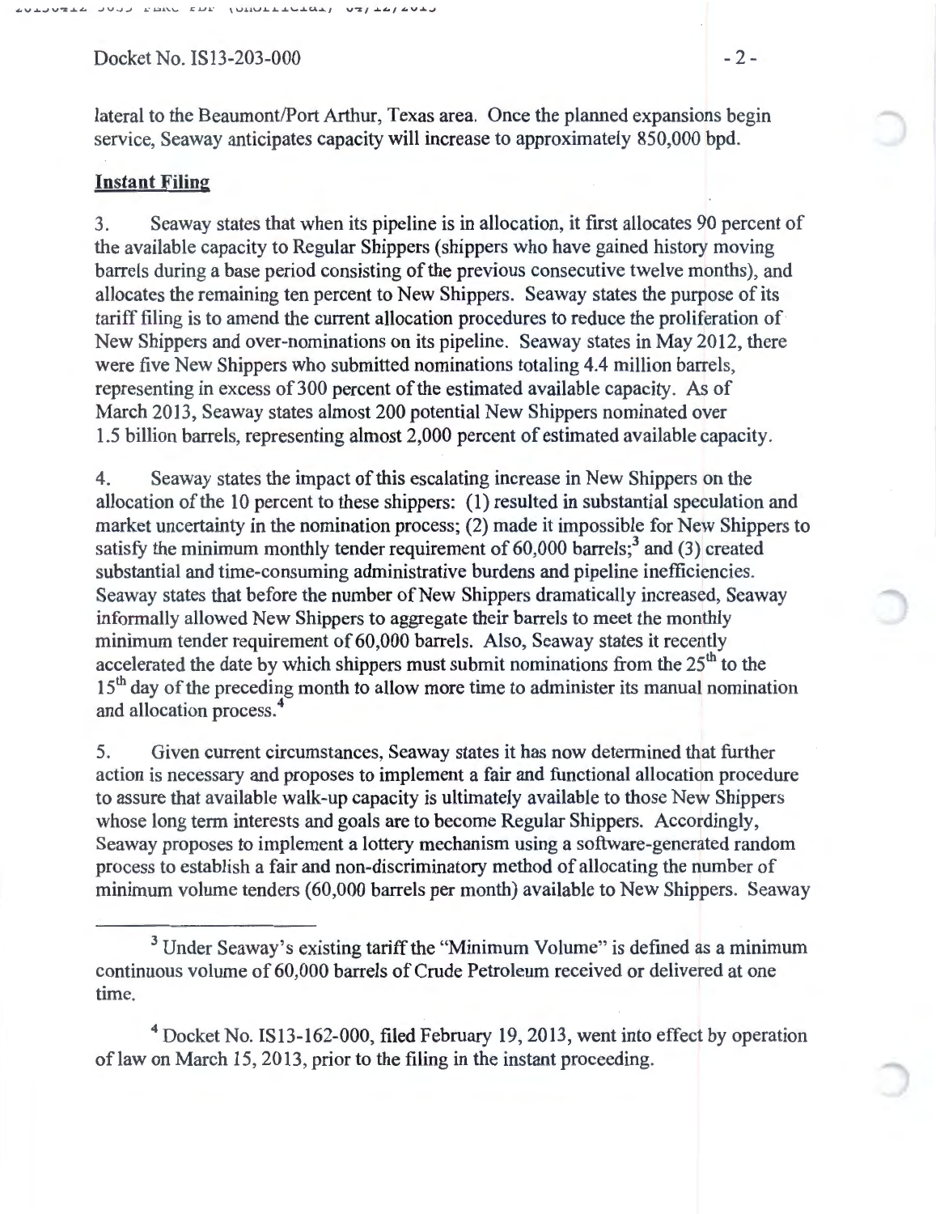lateral to the Beaumont/Port Arthur, Texas area. Once the planned expansions begin service, Seaway anticipates capacity will increase to approximately 850,000 bpd.

## Instant Filing

3. Seaway states that when its pipeline is in allocation, it first allocates 90 percent of the available capacity to Regular Shippers (shippers who have gained history moving barrels during a base period consisting of the previous consecutive twelve months), and allocates the remaining ten percent to New Shippers. Seaway states the purpose of its tariff filing is to amend the current allocation procedures to reduce the proliferation of New Shippers and over-nominations on its pipeline. Seaway states in May 2012, there were five New Shippers who submitted nominations totaling 4.4 million barrels, representing in excess of 300 percent of the estimated available capacity. As of March 2013, Seaway states almost 200 potential New Shippers nominated over 1.5 billion barrels, representing almost 2,000 percent of estimated available capacity.

4. Seaway states the impact of this escalating increase in New Shippers on the allocation of the 10 percent to these shippers: (1) resulted in substantial speculation and market uncertainty in the nomination process; (2) made it impossible for New Shippers to satisfy the minimum monthly tender requirement of 60,000 barrels;[3] and (3) created substantial and time-consuming administrative burdens and pipeline inefficiencies. Seaway states that before the number of New Shippers dramatically increased, Seaway informally allowed New Shippers to aggregate their barrels to meet the monthly minimum tender requirement of 60,000 barrels. Also, Seaway states it recently accelerated the date by which shippers must submit nominations from the 25th to the 15th day of the preceding month to allow more time to administer its manual nomination and allocation process.[4]

5. Given current circumstances, Seaway states it has now determined that further action is necessary and proposes to implement a fair and functional allocation procedure to assure that available walk-up capacity is ultimately available to those New Shippers whose long term interests and goals are to become Regular Shippers. Accordingly, Seaway proposes to implement a lottery mechanism using a software-generated random process to establish a fair and non-discriminatory method of allocating the number of minimum volume tenders (60,000 barrels per month) available to New Shippers. Seaway

---

[3] Under Seaway's existing tariff the "Minimum Volume" is defined as a minimum continuous volume of 60,000 barrels of Crude Petroleum received or delivered at one time.

[4] Docket No. IS13-162-000, filed February 19, 2013, went into effect by operation of law on March 15, 2013, prior to the filing in the instant proceeding.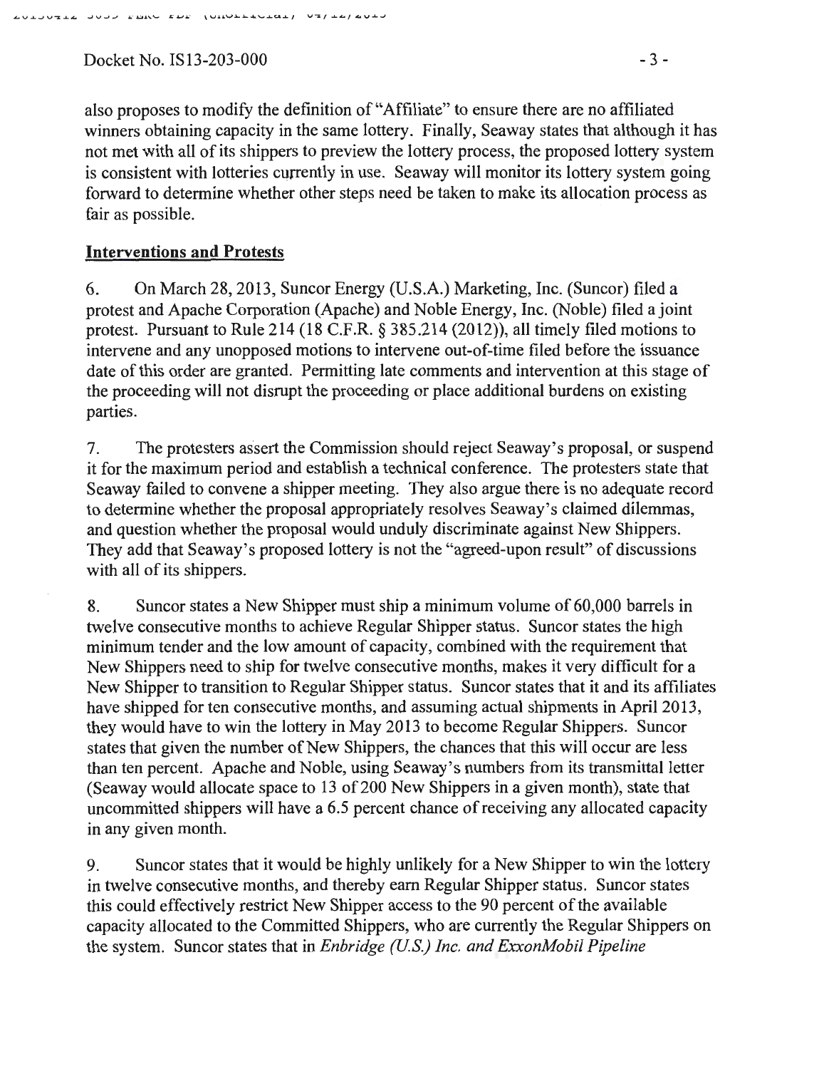also proposes to modify the definition of "Affiliate" to ensure there are no affiliated winners obtaining capacity in the same lottery. Finally, Seaway states that although it has not met with all of its shippers to preview the lottery process, the proposed lottery system is consistent with lotteries currently in use. Seaway will monitor its lottery system going forward to determine whether other steps need be taken to make its allocation process as fair as possible.

## Interventions and Protests

6. On March 28, 2013, Suncor Energy (U.S.A.) Marketing, Inc. (Suncor) filed a protest and Apache Corporation (Apache) and Noble Energy, Inc. (Noble) filed a joint protest. Pursuant to Rule 214 (18 C.F.R. § 385.214 (2012)), all timely filed motions to intervene and any unopposed motions to intervene out-of-time filed before the issuance date of this order are granted. Permitting late comments and intervention at this stage of the proceeding will not disrupt the proceeding or place additional burdens on existing parties.

7. The protesters assert the Commission should reject Seaway's proposal, or suspend it for the maximum period and establish a technical conference. The protesters state that Seaway failed to convene a shipper meeting. They also argue there is no adequate record to determine whether the proposal appropriately resolves Seaway's claimed dilemmas, and question whether the proposal would unduly discriminate against New Shippers. They add that Seaway's proposed lottery is not the "agreed-upon result" of discussions with all of its shippers.

8. Suncor states a New Shipper must ship a minimum volume of 60,000 barrels in twelve consecutive months to achieve Regular Shipper status. Suncor states the high minimum tender and the low amount of capacity, combined with the requirement that New Shippers need to ship for twelve consecutive months, makes it very difficult for a New Shipper to transition to Regular Shipper status. Suncor states that it and its affiliates have shipped for ten consecutive months, and assuming actual shipments in April 2013, they would have to win the lottery in May 2013 to become Regular Shippers. Suncor states that given the number of New Shippers, the chances that this will occur are less than ten percent. Apache and Noble, using Seaway's numbers from its transmittal letter (Seaway would allocate space to 13 of 200 New Shippers in a given month), state that uncommitted shippers will have a 6.5 percent chance of receiving any allocated capacity in any given month.

9. Suncor states that it would be highly unlikely for a New Shipper to win the lottery in twelve consecutive months, and thereby earn Regular Shipper status. Suncor states this could effectively restrict New Shipper access to the 90 percent of the available capacity allocated to the Committed Shippers, who are currently the Regular Shippers on the system. Suncor states that in *Enbridge (U.S.) Inc. and ExxonMobil Pipeline*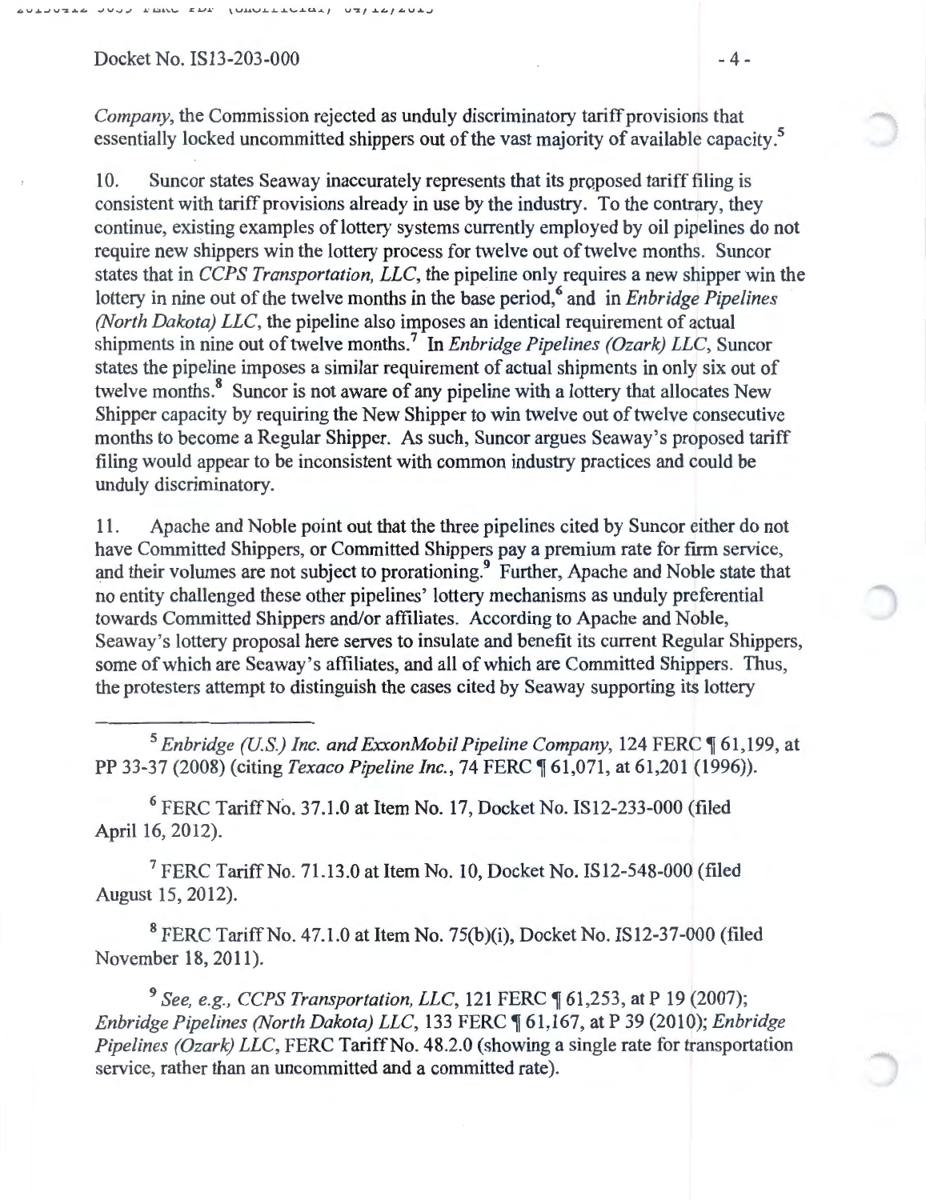*Company*, the Commission rejected as unduly discriminatory tariff provisions that essentially locked uncommitted shippers out of the vast majority of available capacity.[5]

10. Suncor states Seaway inaccurately represents that its proposed tariff filing is consistent with tariff provisions already in use by the industry. To the contrary, they continue, existing examples of lottery systems currently employed by oil pipelines do not require new shippers win the lottery process for twelve out of twelve months. Suncor states that in *CCPS Transportation, LLC*, the pipeline only requires a new shipper win the lottery in nine out of the twelve months in the base period,[6] and in *Enbridge Pipelines (North Dakota) LLC*, the pipeline also imposes an identical requirement of actual shipments in nine out of twelve months.[7] In *Enbridge Pipelines (Ozark) LLC*, Suncor states the pipeline imposes a similar requirement of actual shipments in only six out of twelve months.[8] Suncor is not aware of any pipeline with a lottery that allocates New Shipper capacity by requiring the New Shipper to win twelve out of twelve consecutive months to become a Regular Shipper. As such, Suncor argues Seaway's proposed tariff filing would appear to be inconsistent with common industry practices and could be unduly discriminatory.

11. Apache and Noble point out that the three pipelines cited by Suncor either do not have Committed Shippers, or Committed Shippers pay a premium rate for firm service, and their volumes are not subject to prorationing.[9] Further, Apache and Noble state that no entity challenged these other pipelines' lottery mechanisms as unduly preferential towards Committed Shippers and/or affiliates. According to Apache and Noble, Seaway's lottery proposal here serves to insulate and benefit its current Regular Shippers, some of which are Seaway's affiliates, and all of which are Committed Shippers. Thus, the protesters attempt to distinguish the cases cited by Seaway supporting its lottery

---

[5] *Enbridge (U.S.) Inc. and ExxonMobil Pipeline Company*, 124 FERC ¶ 61,199, at PP 33-37 (2008) (citing *Texaco Pipeline Inc.*, 74 FERC ¶ 61,071, at 61,201 (1996)).

[6] FERC Tariff No. 37.1.0 at Item No. 17, Docket No. IS12-233-000 (filed April 16, 2012).

[7] FERC Tariff No. 71.13.0 at Item No. 10, Docket No. IS12-548-000 (filed August 15, 2012).

[8] FERC Tariff No. 47.1.0 at Item No. 75(b)(i), Docket No. IS12-37-000 (filed November 18, 2011).

[9] *See, e.g., CCPS Transportation, LLC*, 121 FERC ¶ 61,253, at P 19 (2007); *Enbridge Pipelines (North Dakota) LLC*, 133 FERC ¶ 61,167, at P 39 (2010); *Enbridge Pipelines (Ozark) LLC*, FERC Tariff No. 48.2.0 (showing a single rate for transportation service, rather than an uncommitted and a committed rate).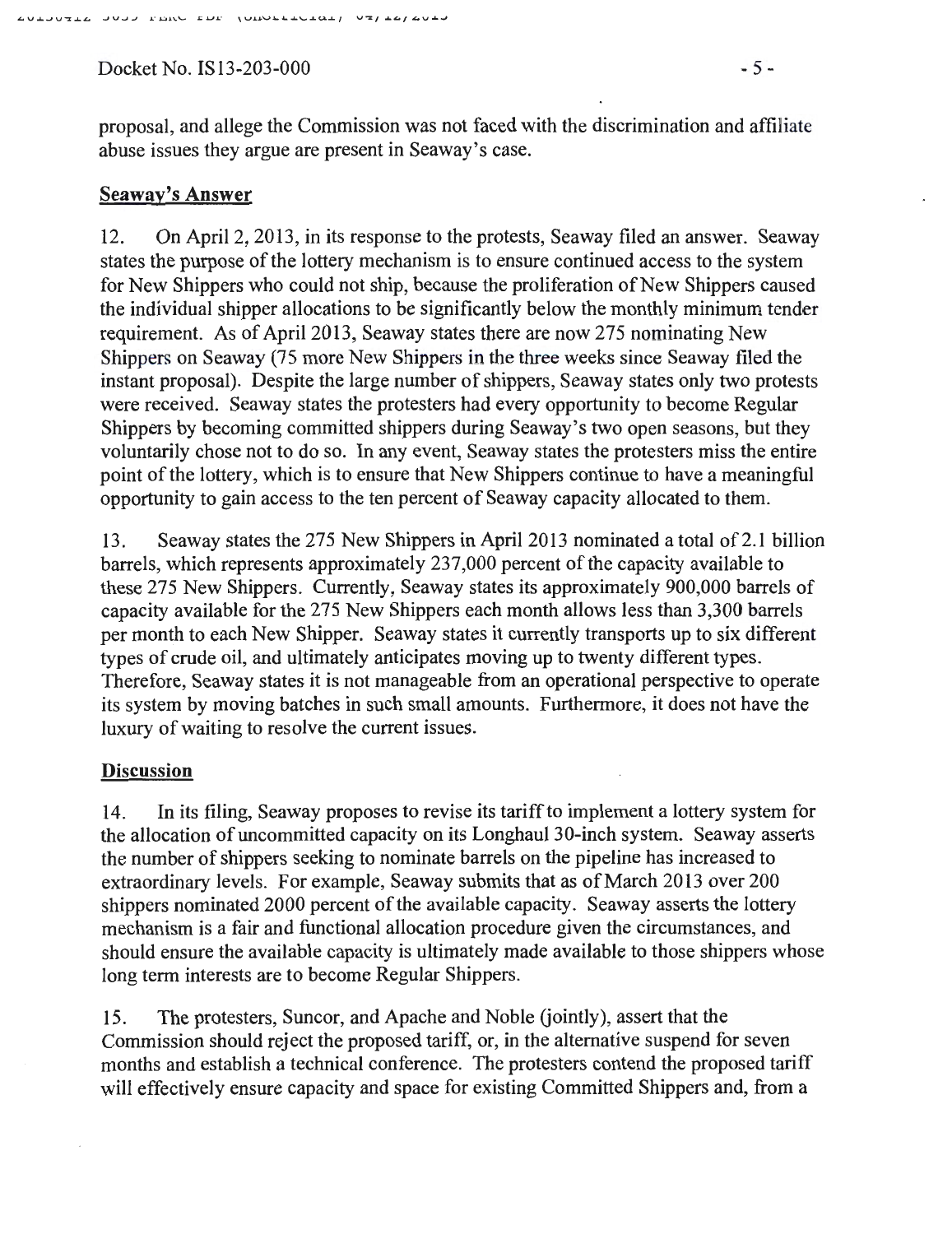proposal, and allege the Commission was not faced with the discrimination and affiliate abuse issues they argue are present in Seaway's case.

## Seaway's Answer

12. On April 2, 2013, in its response to the protests, Seaway filed an answer. Seaway states the purpose of the lottery mechanism is to ensure continued access to the system for New Shippers who could not ship, because the proliferation of New Shippers caused the individual shipper allocations to be significantly below the monthly minimum tender requirement. As of April 2013, Seaway states there are now 275 nominating New Shippers on Seaway (75 more New Shippers in the three weeks since Seaway filed the instant proposal). Despite the large number of shippers, Seaway states only two protests were received. Seaway states the protesters had every opportunity to become Regular Shippers by becoming committed shippers during Seaway's two open seasons, but they voluntarily chose not to do so. In any event, Seaway states the protesters miss the entire point of the lottery, which is to ensure that New Shippers continue to have a meaningful opportunity to gain access to the ten percent of Seaway capacity allocated to them.

13. Seaway states the 275 New Shippers in April 2013 nominated a total of 2.1 billion barrels, which represents approximately 237,000 percent of the capacity available to these 275 New Shippers. Currently, Seaway states its approximately 900,000 barrels of capacity available for the 275 New Shippers each month allows less than 3,300 barrels per month to each New Shipper. Seaway states it currently transports up to six different types of crude oil, and ultimately anticipates moving up to twenty different types. Therefore, Seaway states it is not manageable from an operational perspective to operate its system by moving batches in such small amounts. Furthermore, it does not have the luxury of waiting to resolve the current issues.

## Discussion

14. In its filing, Seaway proposes to revise its tariff to implement a lottery system for the allocation of uncommitted capacity on its Longhaul 30-inch system. Seaway asserts the number of shippers seeking to nominate barrels on the pipeline has increased to extraordinary levels. For example, Seaway submits that as of March 2013 over 200 shippers nominated 2000 percent of the available capacity. Seaway asserts the lottery mechanism is a fair and functional allocation procedure given the circumstances, and should ensure the available capacity is ultimately made available to those shippers whose long term interests are to become Regular Shippers.

15. The protesters, Suncor, and Apache and Noble (jointly), assert that the Commission should reject the proposed tariff, or, in the alternative suspend for seven months and establish a technical conference. The protesters contend the proposed tariff will effectively ensure capacity and space for existing Committed Shippers and, from a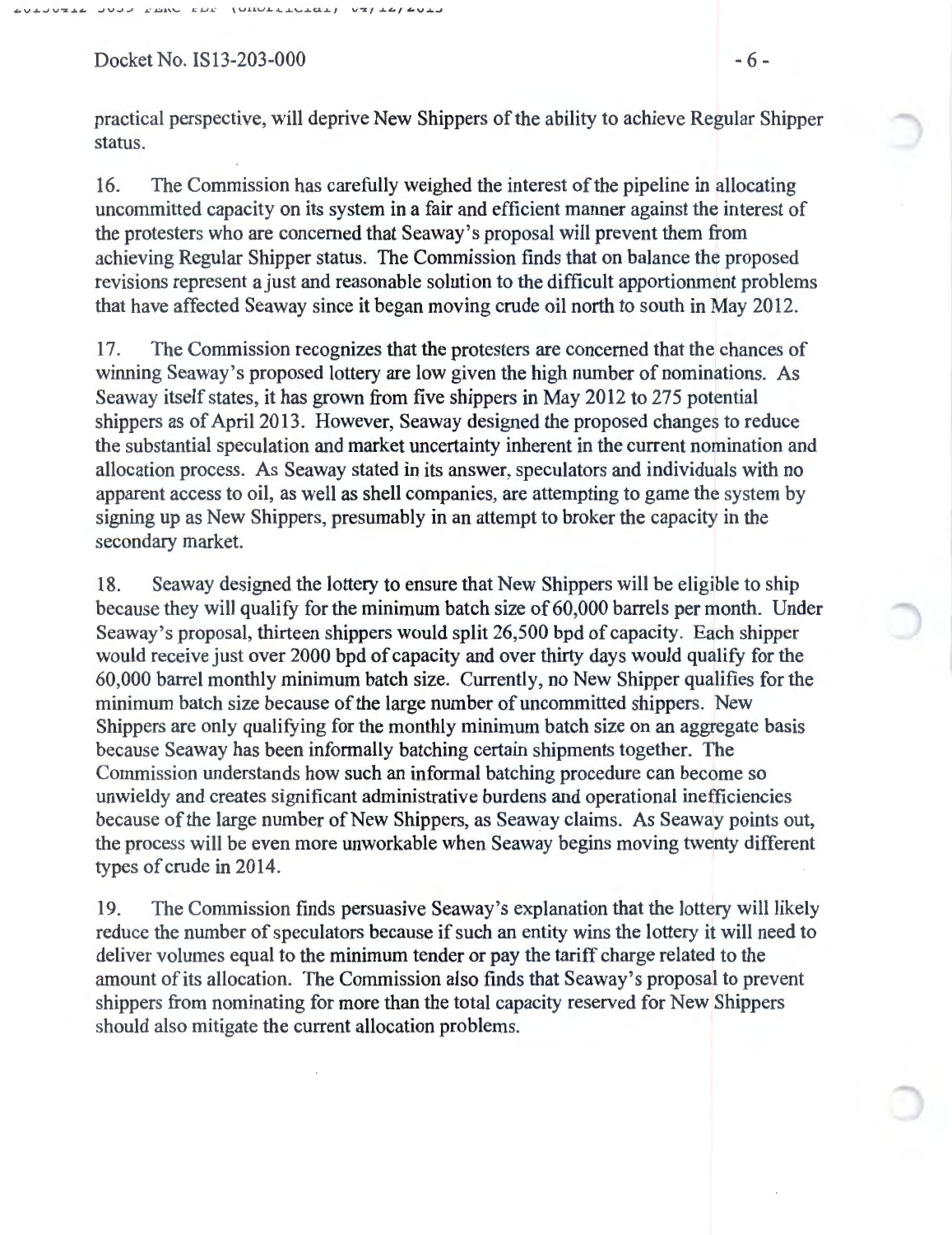practical perspective, will deprive New Shippers of the ability to achieve Regular Shipper status.

16. The Commission has carefully weighed the interest of the pipeline in allocating uncommitted capacity on its system in a fair and efficient manner against the interest of the protesters who are concerned that Seaway's proposal will prevent them from achieving Regular Shipper status. The Commission finds that on balance the proposed revisions represent a just and reasonable solution to the difficult apportionment problems that have affected Seaway since it began moving crude oil north to south in May 2012.

17. The Commission recognizes that the protesters are concerned that the chances of winning Seaway's proposed lottery are low given the high number of nominations. As Seaway itself states, it has grown from five shippers in May 2012 to 275 potential shippers as of April 2013. However, Seaway designed the proposed changes to reduce the substantial speculation and market uncertainty inherent in the current nomination and allocation process. As Seaway stated in its answer, speculators and individuals with no apparent access to oil, as well as shell companies, are attempting to game the system by signing up as New Shippers, presumably in an attempt to broker the capacity in the secondary market.

18. Seaway designed the lottery to ensure that New Shippers will be eligible to ship because they will qualify for the minimum batch size of 60,000 barrels per month. Under Seaway's proposal, thirteen shippers would split 26,500 bpd of capacity. Each shipper would receive just over 2000 bpd of capacity and over thirty days would qualify for the 60,000 barrel monthly minimum batch size. Currently, no New Shipper qualifies for the minimum batch size because of the large number of uncommitted shippers. New Shippers are only qualifying for the monthly minimum batch size on an aggregate basis because Seaway has been informally batching certain shipments together. The Commission understands how such an informal batching procedure can become so unwieldy and creates significant administrative burdens and operational inefficiencies because of the large number of New Shippers, as Seaway claims. As Seaway points out, the process will be even more unworkable when Seaway begins moving twenty different types of crude in 2014.

19. The Commission finds persuasive Seaway's explanation that the lottery will likely reduce the number of speculators because if such an entity wins the lottery it will need to deliver volumes equal to the minimum tender or pay the tariff charge related to the amount of its allocation. The Commission also finds that Seaway's proposal to prevent shippers from nominating for more than the total capacity reserved for New Shippers should also mitigate the current allocation problems.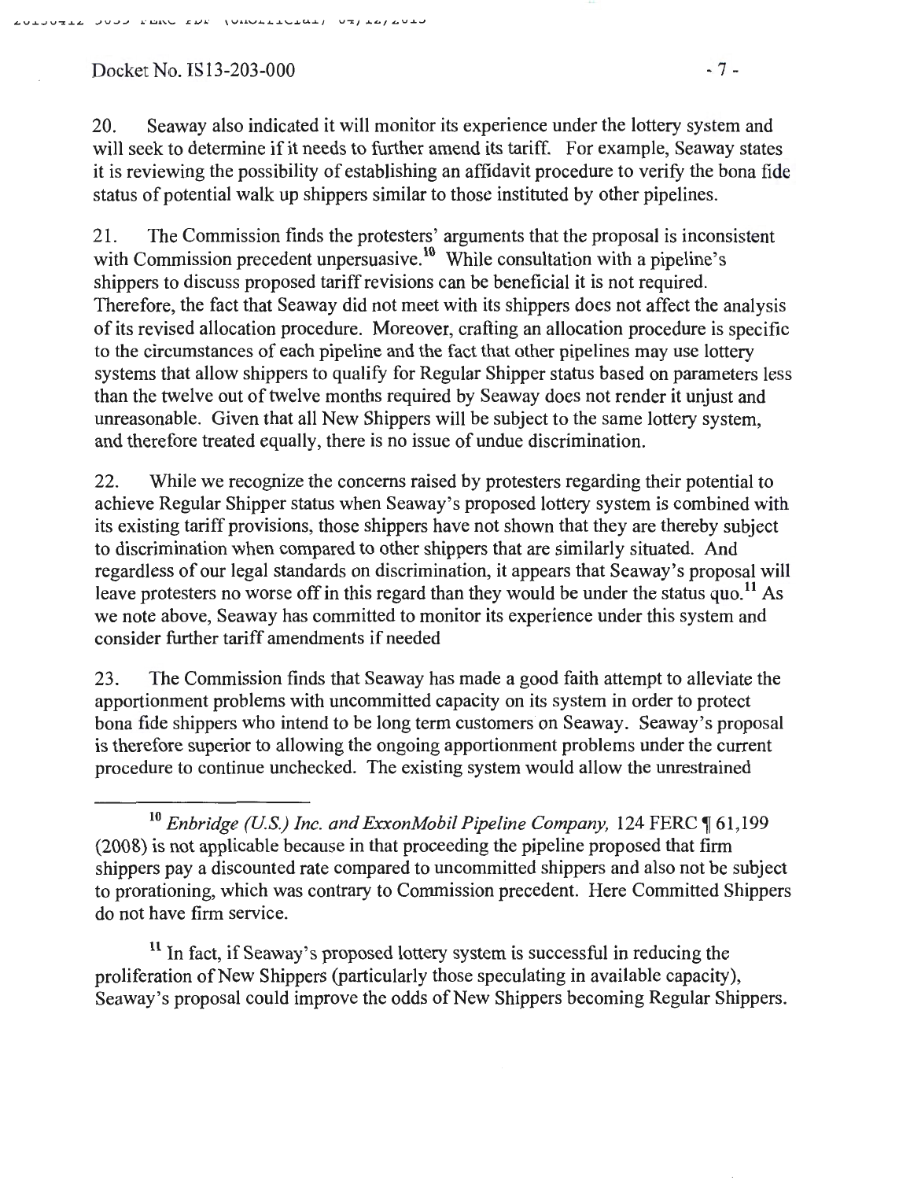20. Seaway also indicated it will monitor its experience under the lottery system and will seek to determine if it needs to further amend its tariff. For example, Seaway states it is reviewing the possibility of establishing an affidavit procedure to verify the bona fide status of potential walk up shippers similar to those instituted by other pipelines.

21. The Commission finds the protesters' arguments that the proposal is inconsistent with Commission precedent unpersuasive.[10] While consultation with a pipeline's shippers to discuss proposed tariff revisions can be beneficial it is not required. Therefore, the fact that Seaway did not meet with its shippers does not affect the analysis of its revised allocation procedure. Moreover, crafting an allocation procedure is specific to the circumstances of each pipeline and the fact that other pipelines may use lottery systems that allow shippers to qualify for Regular Shipper status based on parameters less than the twelve out of twelve months required by Seaway does not render it unjust and unreasonable. Given that all New Shippers will be subject to the same lottery system, and therefore treated equally, there is no issue of undue discrimination.

22. While we recognize the concerns raised by protesters regarding their potential to achieve Regular Shipper status when Seaway's proposed lottery system is combined with its existing tariff provisions, those shippers have not shown that they are thereby subject to discrimination when compared to other shippers that are similarly situated. And regardless of our legal standards on discrimination, it appears that Seaway's proposal will leave protesters no worse off in this regard than they would be under the status quo.[11] As we note above, Seaway has committed to monitor its experience under this system and consider further tariff amendments if needed

23. The Commission finds that Seaway has made a good faith attempt to alleviate the apportionment problems with uncommitted capacity on its system in order to protect bona fide shippers who intend to be long term customers on Seaway. Seaway's proposal is therefore superior to allowing the ongoing apportionment problems under the current procedure to continue unchecked. The existing system would allow the unrestrained

---

[10] *Enbridge (U.S.) Inc. and ExxonMobil Pipeline Company*, 124 FERC ¶ 61,199 (2008) is not applicable because in that proceeding the pipeline proposed that firm shippers pay a discounted rate compared to uncommitted shippers and also not be subject to prorationing, which was contrary to Commission precedent. Here Committed Shippers do not have firm service.

[11] In fact, if Seaway's proposed lottery system is successful in reducing the proliferation of New Shippers (particularly those speculating in available capacity), Seaway's proposal could improve the odds of New Shippers becoming Regular Shippers.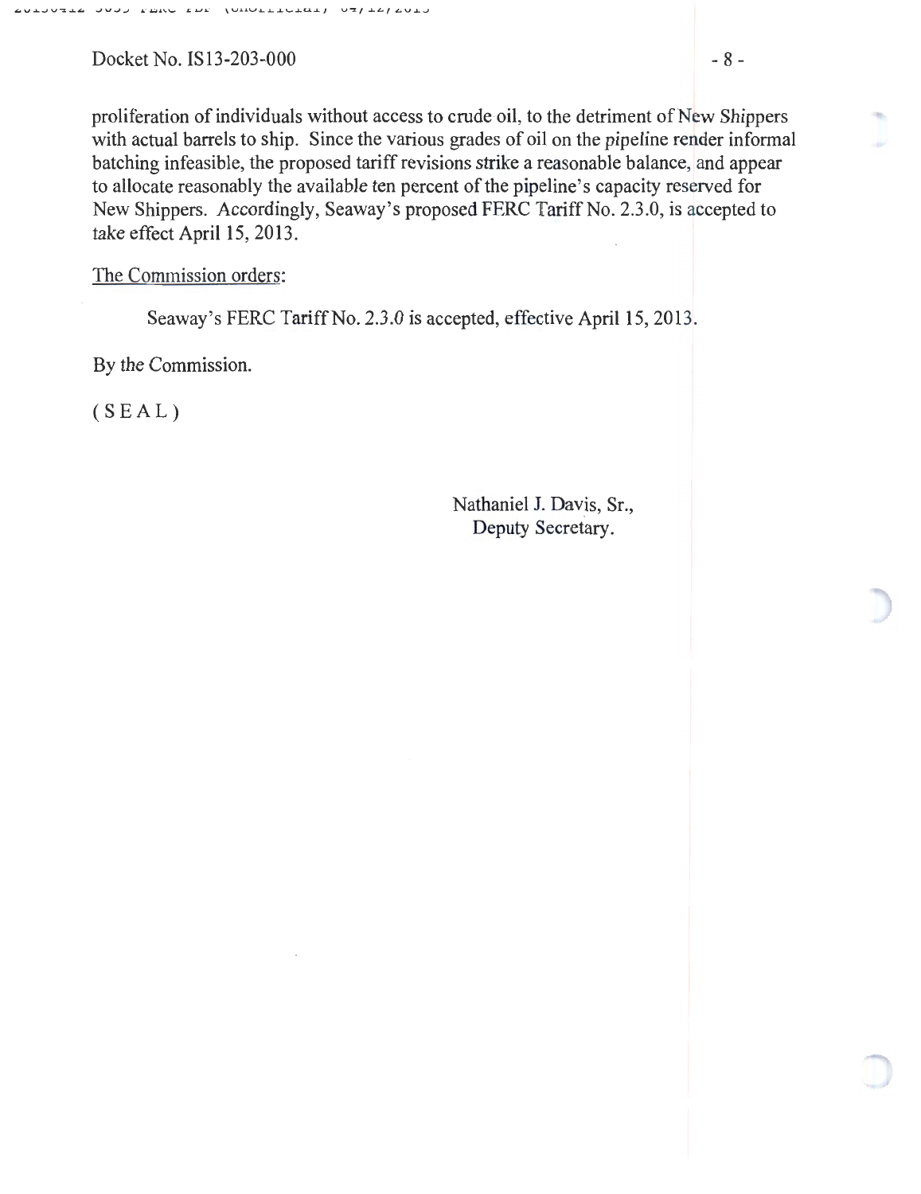proliferation of individuals without access to crude oil, to the detriment of New Shippers with actual barrels to ship. Since the various grades of oil on the pipeline render informal batching infeasible, the proposed tariff revisions strike a reasonable balance, and appear to allocate reasonably the available ten percent of the pipeline's capacity reserved for New Shippers. Accordingly, Seaway's proposed FERC Tariff No. 2.3.0, is accepted to take effect April 15, 2013.

The Commission orders:

Seaway's FERC Tariff No. 2.3.0 is accepted, effective April 15, 2013.

By the Commission.

( S E A L )

Nathaniel J. Davis, Sr.,
Deputy Secretary.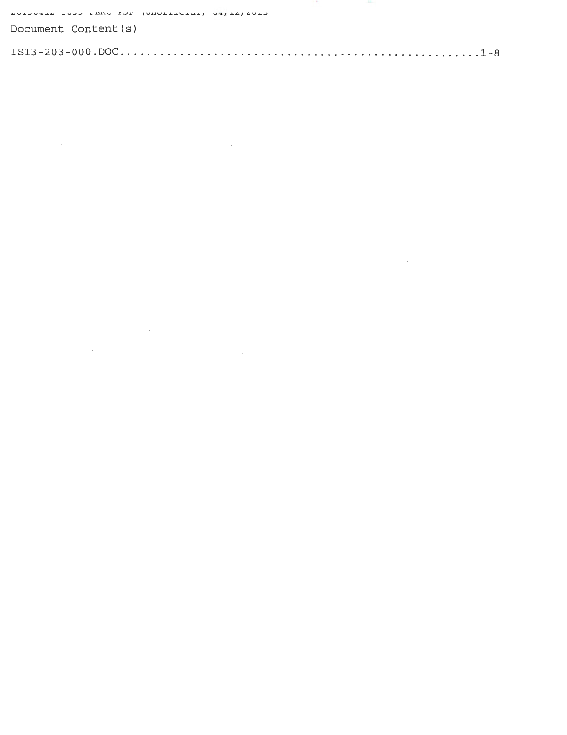Document Content(s)

IS13-203-000.DOC.....................................................1-8